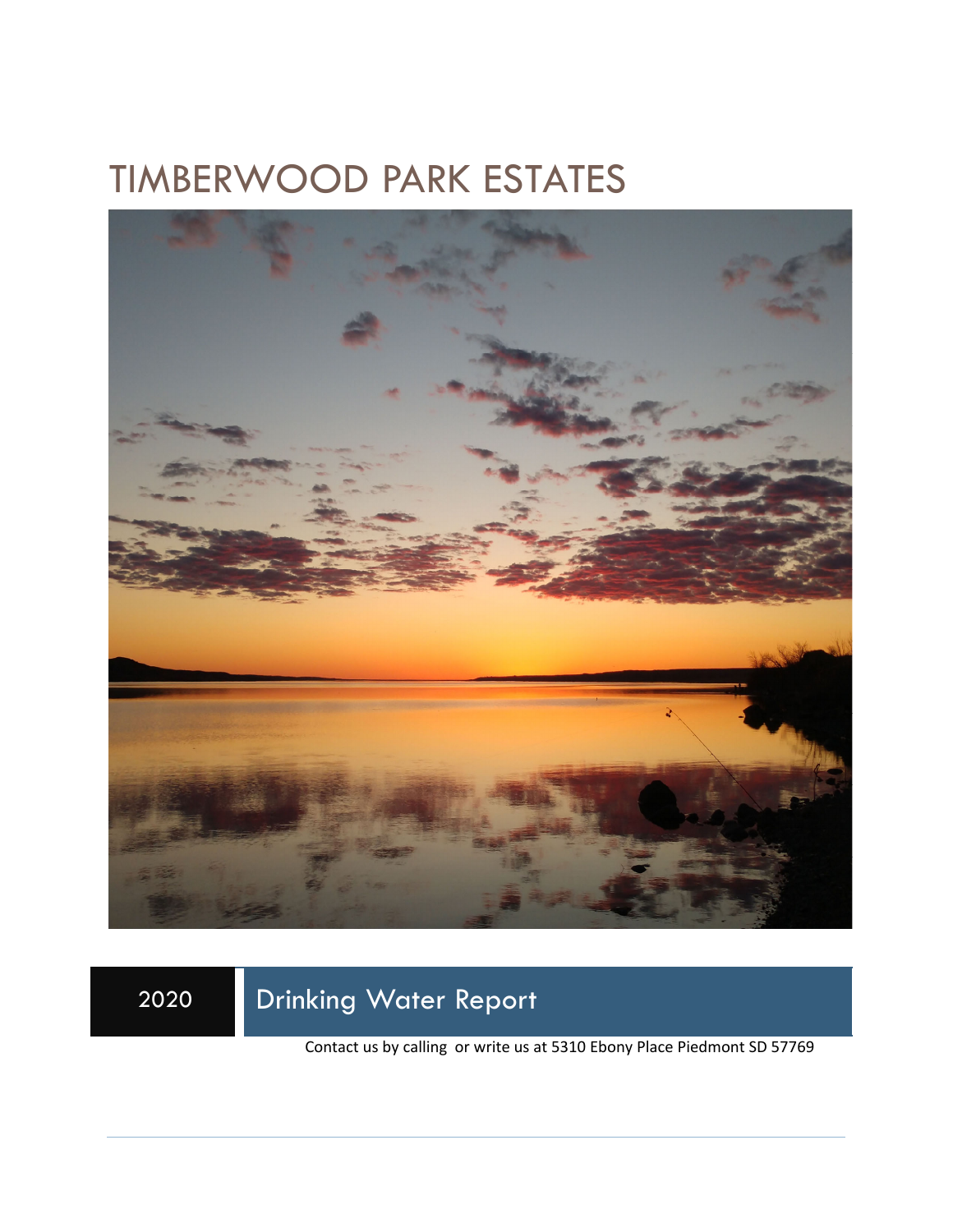# TIMBERWOOD PARK ESTATES

2020 Drinking Water Report

Contact us by calling  or write us at 5310 Ebony Place Piedmont SD 57769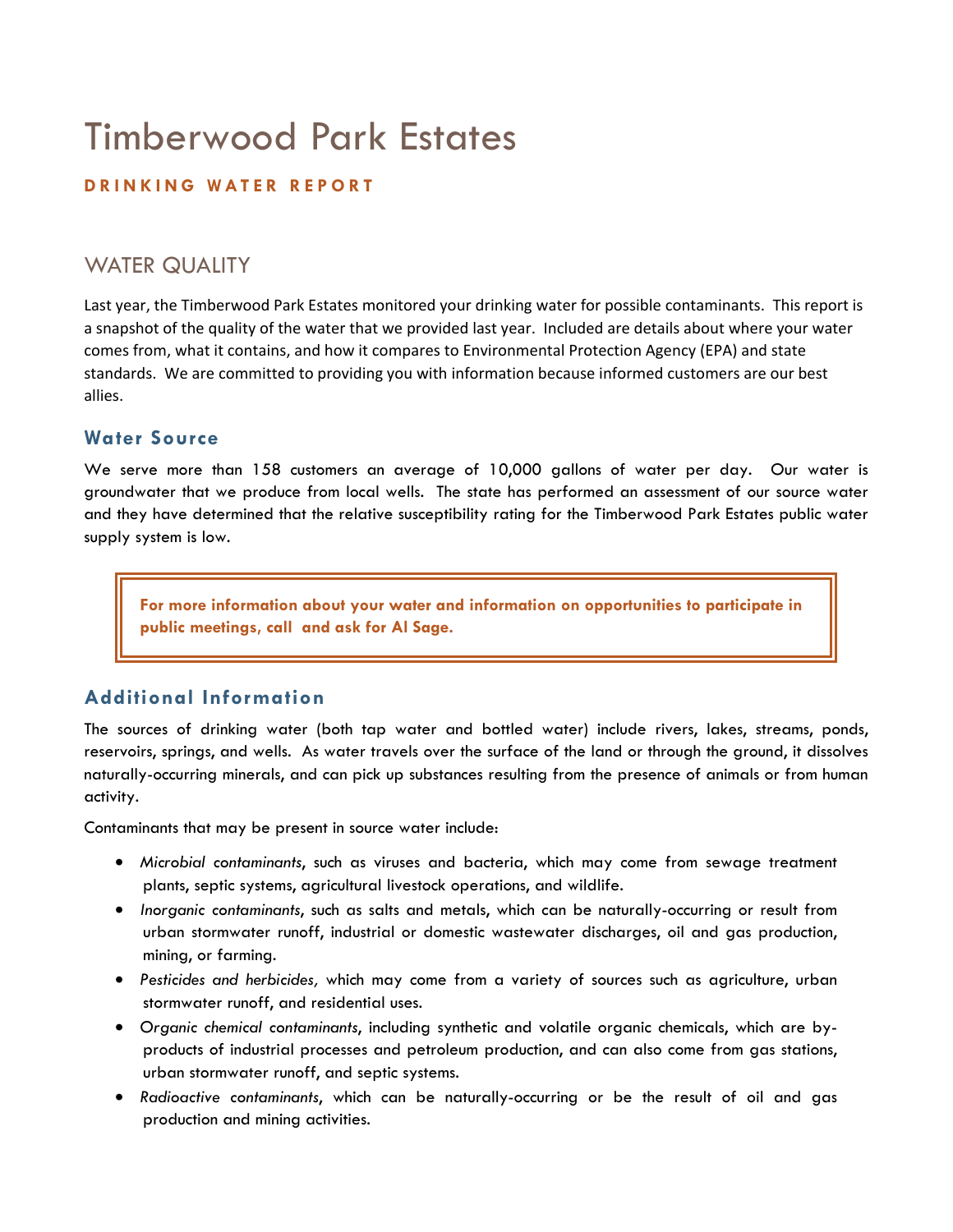# Timberwood Park Estates

**DRINKING WATER REPORT**

## WATER QUALITY

Last year, the Timberwood Park Estates monitored your drinking water for possible contaminants. This report is a snapshot of the quality of the water that we provided last year. Included are details about where your water comes from, what it contains, and how it compares to Environmental Protection Agency (EPA) and state standards. We are committed to providing you with information because informed customers are our best allies.

### Water Source

We serve more than 158 customers an average of 10,000 gallons of water per day. Our water is groundwater that we produce from local wells. The state has performed an assessment of our source water and they have determined that the relative susceptibility rating for the Timberwood Park Estates public water supply system is low.

**For more information about your water and information on opportunities to participate in public meetings, call and ask for Al Sage.**

### Additional Information

The sources of drinking water (both tap water and bottled water) include rivers, lakes, streams, ponds, reservoirs, springs, and wells. As water travels over the surface of the land or through the ground, it dissolves naturally-occurring minerals, and can pick up substances resulting from the presence of animals or from human activity.

Contaminants that may be present in source water include:

- *Microbial contaminants*, such as viruses and bacteria, which may come from sewage treatment plants, septic systems, agricultural livestock operations, and wildlife.
- *Inorganic contaminants*, such as salts and metals, which can be naturally-occurring or result from urban stormwater runoff, industrial or domestic wastewater discharges, oil and gas production, mining, or farming.
- *Pesticides and herbicides,* which may come from a variety of sources such as agriculture, urban stormwater runoff, and residential uses.
- *Organic chemical contaminants*, including synthetic and volatile organic chemicals, which are by-products of industrial processes and petroleum production, and can also come from gas stations, urban stormwater runoff, and septic systems.
- *Radioactive contaminants*, which can be naturally-occurring or be the result of oil and gas production and mining activities.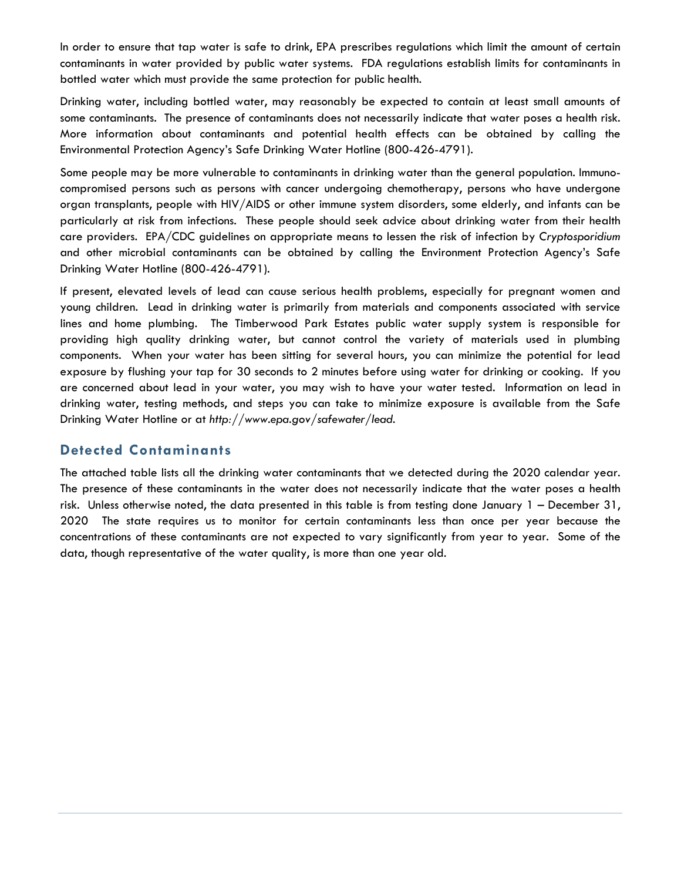In order to ensure that tap water is safe to drink, EPA prescribes regulations which limit the amount of certain contaminants in water provided by public water systems. FDA regulations establish limits for contaminants in bottled water which must provide the same protection for public health.

Drinking water, including bottled water, may reasonably be expected to contain at least small amounts of some contaminants. The presence of contaminants does not necessarily indicate that water poses a health risk. More information about contaminants and potential health effects can be obtained by calling the Environmental Protection Agency's Safe Drinking Water Hotline (800-426-4791).

Some people may be more vulnerable to contaminants in drinking water than the general population. Immuno-compromised persons such as persons with cancer undergoing chemotherapy, persons who have undergone organ transplants, people with HIV/AIDS or other immune system disorders, some elderly, and infants can be particularly at risk from infections. These people should seek advice about drinking water from their health care providers. EPA/CDC guidelines on appropriate means to lessen the risk of infection by *Cryptosporidium* and other microbial contaminants can be obtained by calling the Environment Protection Agency's Safe Drinking Water Hotline (800-426-4791).

If present, elevated levels of lead can cause serious health problems, especially for pregnant women and young children. Lead in drinking water is primarily from materials and components associated with service lines and home plumbing. The Timberwood Park Estates public water supply system is responsible for providing high quality drinking water, but cannot control the variety of materials used in plumbing components. When your water has been sitting for several hours, you can minimize the potential for lead exposure by flushing your tap for 30 seconds to 2 minutes before using water for drinking or cooking. If you are concerned about lead in your water, you may wish to have your water tested. Information on lead in drinking water, testing methods, and steps you can take to minimize exposure is available from the Safe Drinking Water Hotline or at *http://www.epa.gov/safewater/lead*.

## Detected Contaminants

The attached table lists all the drinking water contaminants that we detected during the 2020 calendar year. The presence of these contaminants in the water does not necessarily indicate that the water poses a health risk. Unless otherwise noted, the data presented in this table is from testing done January 1 – December 31, 2020 The state requires us to monitor for certain contaminants less than once per year because the concentrations of these contaminants are not expected to vary significantly from year to year. Some of the data, though representative of the water quality, is more than one year old.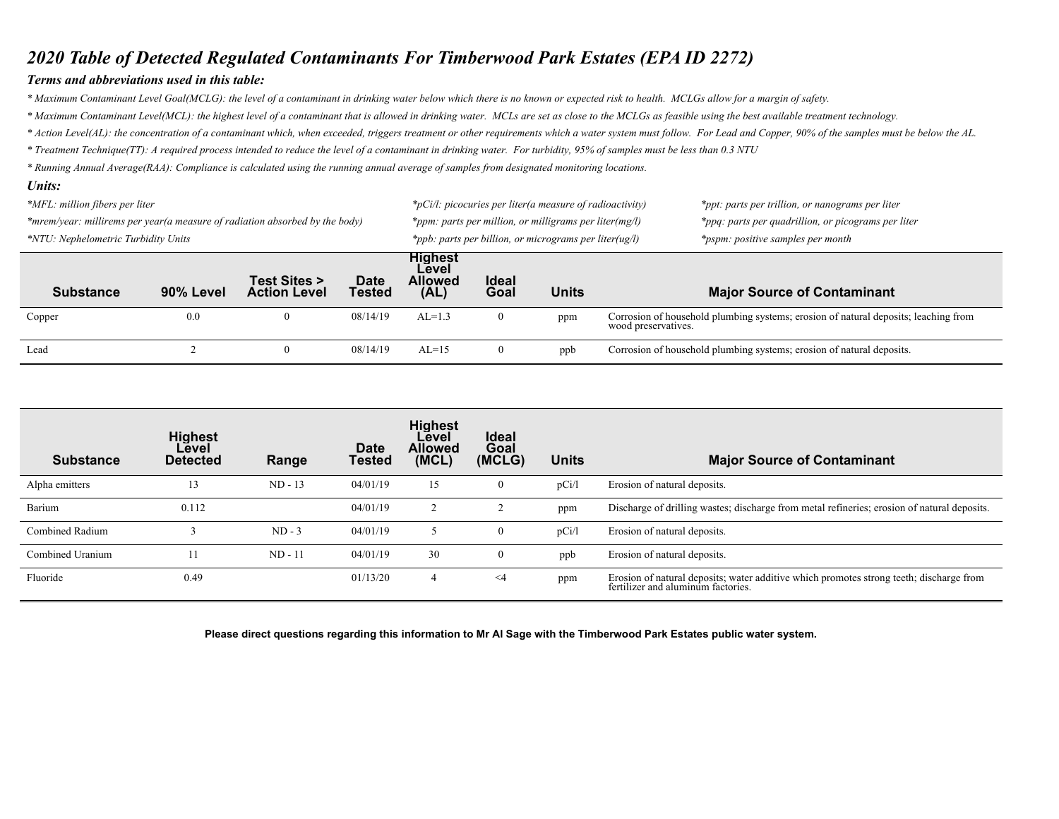# *2020 Table of Detected Regulated Contaminants For Timberwood Park Estates (EPA ID 2272)*

### *Terms and abbreviations used in this table:*

*\* Maximum Contaminant Level Goal(MCLG): the level of a contaminant in drinking water below which there is no known or expected risk to health. MCLGs allow for a margin of safety.*

*\* Maximum Contaminant Level(MCL): the highest level of a contaminant that is allowed in drinking water. MCLs are set as close to the MCLGs as feasible using the best available treatment technology.*

*\* Action Level(AL): the concentration of a contaminant which, when exceeded, triggers treatment or other requirements which a water system must follow. For Lead and Copper, 90% of the samples must be below the AL.*

*\* Treatment Technique(TT): A required process intended to reduce the level of a contaminant in drinking water. For turbidity, 95% of samples must be less than 0.3 NTU*

*\* Running Annual Average(RAA): Compliance is calculated using the running annual average of samples from designated monitoring locations.*

### *Units:*

*\*MFL: million fibers per liter*

*\*mrem/year: millirems per year(a measure of radiation absorbed by the body)*

*\*NTU: Nephelometric Turbidity Units*

*\*pCi/l: picocuries per liter(a measure of radioactivity)*

*\*ppm: parts per million, or milligrams per liter(mg/l)*

*\*ppb: parts per billion, or micrograms per liter(ug/l)*

*\*ppt: parts per trillion, or nanograms per liter*

*\*ppq: parts per quadrillion, or picograms per liter*

*\*pspm: positive samples per month*

| Substance | 90% Level | Test Sites > Action Level | Date Tested | Highest Level Allowed (AL) | Ideal Goal | Units | Major Source of Contaminant |
|---|---|---|---|---|---|---|---|
| Copper | 0.0 | 0 | 08/14/19 | AL=1.3 | 0 | ppm | Corrosion of household plumbing systems; erosion of natural deposits; leaching from wood preservatives. |
| Lead | 2 | 0 | 08/14/19 | AL=15 | 0 | ppb | Corrosion of household plumbing systems; erosion of natural deposits. |

| Substance | Highest Level Detected | Range | Date Tested | Highest Level Allowed (MCL) | Ideal Goal (MCLG) | Units | Major Source of Contaminant |
|---|---|---|---|---|---|---|---|
| Alpha emitters | 13 | ND - 13 | 04/01/19 | 15 | 0 | pCi/l | Erosion of natural deposits. |
| Barium | 0.112 | | 04/01/19 | 2 | 2 | ppm | Discharge of drilling wastes; discharge from metal refineries; erosion of natural deposits. |
| Combined Radium | 3 | ND - 3 | 04/01/19 | 5 | 0 | pCi/l | Erosion of natural deposits. |
| Combined Uranium | 11 | ND - 11 | 04/01/19 | 30 | 0 | ppb | Erosion of natural deposits. |
| Fluoride | 0.49 | | 01/13/20 | 4 | <4 | ppm | Erosion of natural deposits; water additive which promotes strong teeth; discharge from fertilizer and aluminum factories. |

**Please direct questions regarding this information to Mr Al Sage with the Timberwood Park Estates public water system.**